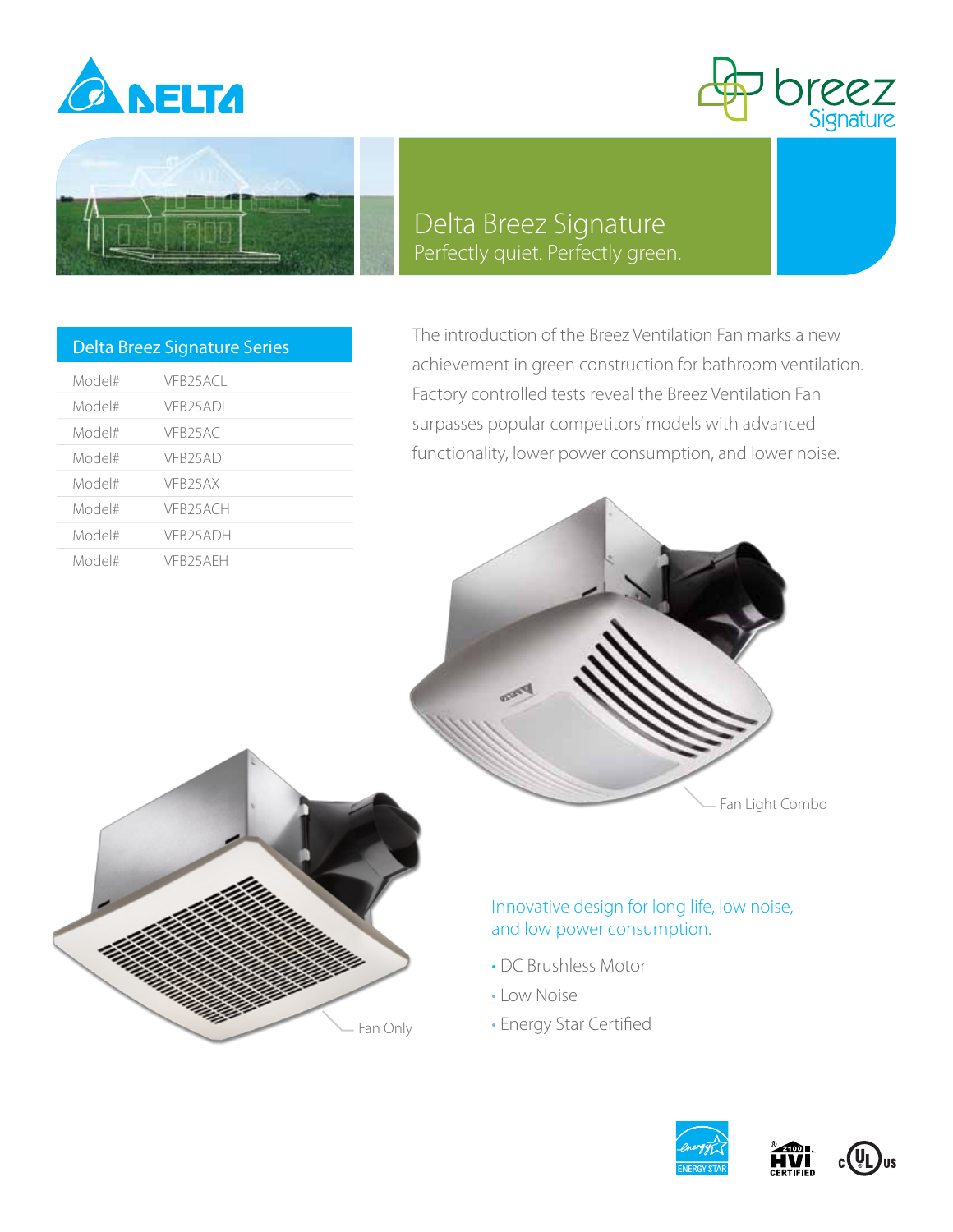# Delta Breez Signature

Perfectly quiet. Perfectly green.

## Delta Breez Signature Series

| Model# | VFB25ACL |
|---|---|
| Model# | VFB25ADL |
| Model# | VFB25AC |
| Model# | VFB25AD |
| Model# | VFB25AX |
| Model# | VFB25ACH |
| Model# | VFB25ADH |
| Model# | VFB25AEH |

The introduction of the Breez Ventilation Fan marks a new achievement in green construction for bathroom ventilation. Factory controlled tests reveal the Breez Ventilation Fan surpasses popular competitors' models with advanced functionality, lower power consumption, and lower noise.

Fan Light Combo

Fan Only

### Innovative design for long life, low noise, and low power consumption.

- DC Brushless Motor
- Low Noise
- Energy Star Certified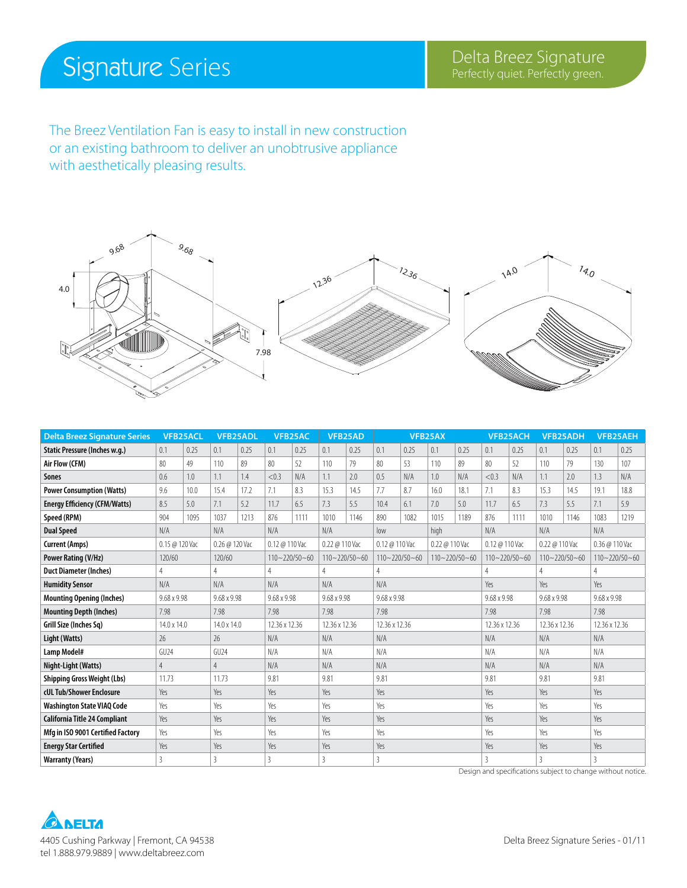# Signature Series

Delta Breez Signature
Perfectly quiet. Perfectly green.

The Breez Ventilation Fan is easy to install in new construction or an existing bathroom to deliver an unobtrusive appliance with aesthetically pleasing results.

9.68
9.68
4.0
7.98
12.36
12.36
14.0
14.0

| Delta Breez Signature Series | VFB25ACL | | VFB25ADL | | VFB25AC | | VFB25AD | | VFB25AX | | | | VFB25ACH | | VFB25ADH | | VFB25AEH | |
|---|---|---|---|---|---|---|---|---|---|---|---|---|---|---|---|---|---|---|
| **Static Pressure (Inches w.g.)** | 0.1 | 0.25 | 0.1 | 0.25 | 0.1 | 0.25 | 0.1 | 0.25 | 0.1 | 0.25 | 0.1 | 0.25 | 0.1 | 0.25 | 0.1 | 0.25 | 0.1 | 0.25 |
| **Air Flow (CFM)** | 80 | 49 | 110 | 89 | 80 | 52 | 110 | 79 | 80 | 53 | 110 | 89 | 80 | 52 | 110 | 79 | 130 | 107 |
| **Sones** | 0.6 | 1.0 | 1.1 | 1.4 | <0.3 | N/A | 1.1 | 2.0 | 0.5 | N/A | 1.0 | N/A | <0.3 | N/A | 1.1 | 2.0 | 1.3 | N/A |
| **Power Consumption (Watts)** | 9.6 | 10.0 | 15.4 | 17.2 | 7.1 | 8.3 | 15.3 | 14.5 | 7.7 | 8.7 | 16.0 | 18.1 | 7.1 | 8.3 | 15.3 | 14.5 | 19.1 | 18.8 |
| **Energy Efficiency (CFM/Watts)** | 8.5 | 5.0 | 7.1 | 5.2 | 11.7 | 6.5 | 7.3 | 5.5 | 10.4 | 6.1 | 7.0 | 5.0 | 11.7 | 6.5 | 7.3 | 5.5 | 7.1 | 5.9 |
| **Speed (RPM)** | 904 | 1095 | 1037 | 1213 | 876 | 1111 | 1010 | 1146 | 890 | 1082 | 1015 | 1189 | 876 | 1111 | 1010 | 1146 | 1083 | 1219 |
| **Dual Speed** | N/A | | N/A | | N/A | | N/A | | low | | high | | N/A | | N/A | | N/A | |
| **Current (Amps)** | 0.15 @ 120 Vac | | 0.26 @ 120 Vac | | 0.12 @ 110 Vac | | 0.22 @ 110 Vac | | 0.12 @ 110 Vac | | 0.22 @ 110 Vac | | 0.12 @ 110 Vac | | 0.22 @ 110 Vac | | 0.36 @ 110 Vac | |
| **Power Rating (V/Hz)** | 120/60 | | 120/60 | | 110~220/50~60 | | 110~220/50~60 | | 110~220/50~60 | | 110~220/50~60 | | 110~220/50~60 | | 110~220/50~60 | | 110~220/50~60 | |
| **Duct Diameter (Inches)** | 4 | | 4 | | 4 | | 4 | | 4 | | | | 4 | | 4 | | 4 | |
| **Humidity Sensor** | N/A | | N/A | | N/A | | N/A | | N/A | | | | Yes | | Yes | | Yes | |
| **Mounting Opening (Inches)** | 9.68 x 9.98 | | 9.68 x 9.98 | | 9.68 x 9.98 | | 9.68 x 9.98 | | 9.68 x 9.98 | | | | 9.68 x 9.98 | | 9.68 x 9.98 | | 9.68 x 9.98 | |
| **Mounting Depth (Inches)** | 7.98 | | 7.98 | | 7.98 | | 7.98 | | 7.98 | | | | 7.98 | | 7.98 | | 7.98 | |
| **Grill Size (Inches Sq)** | 14.0 x 14.0 | | 14.0 x 14.0 | | 12.36 x 12.36 | | 12.36 x 12.36 | | 12.36 x 12.36 | | | | 12.36 x 12.36 | | 12.36 x 12.36 | | 12.36 x 12.36 | |
| **Light (Watts)** | 26 | | 26 | | N/A | | N/A | | N/A | | | | N/A | | N/A | | N/A | |
| **Lamp Model#** | GU24 | | GU24 | | N/A | | N/A | | N/A | | | | N/A | | N/A | | N/A | |
| **Night-Light (Watts)** | 4 | | 4 | | N/A | | N/A | | N/A | | | | N/A | | N/A | | N/A | |
| **Shipping Gross Weight (Lbs)** | 11.73 | | 11.73 | | 9.81 | | 9.81 | | 9.81 | | | | 9.81 | | 9.81 | | 9.81 | |
| **cUL Tub/Shower Enclosure** | Yes | | Yes | | Yes | | Yes | | Yes | | | | Yes | | Yes | | Yes | |
| **Washington State VIAQ Code** | Yes | | Yes | | Yes | | Yes | | Yes | | | | Yes | | Yes | | Yes | |
| **California Title 24 Compliant** | Yes | | Yes | | Yes | | Yes | | Yes | | | | Yes | | Yes | | Yes | |
| **Mfg in ISO 9001 Certified Factory** | Yes | | Yes | | Yes | | Yes | | Yes | | | | Yes | | Yes | | Yes | |
| **Energy Star Certified** | Yes | | Yes | | Yes | | Yes | | Yes | | | | Yes | | Yes | | Yes | |
| **Warranty (Years)** | 3 | | 3 | | 3 | | 3 | | 3 | | | | 3 | | 3 | | 3 | |

Design and specifications subject to change without notice.

DELTA

4405 Cushing Parkway | Fremont, CA 94538
tel 1.888.979.9889 | www.deltabreez.com

Delta Breez Signature Series - 01/11